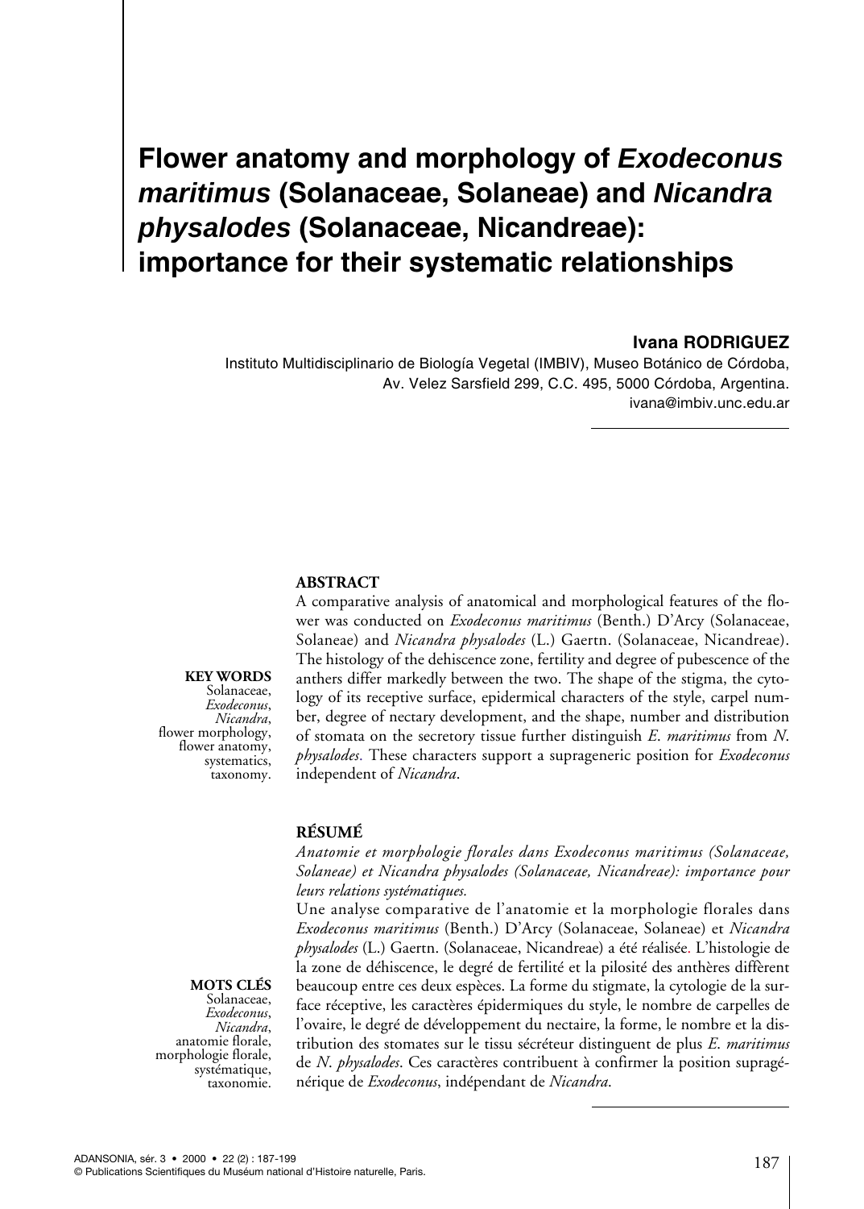# Flower anatomy and morphology of *Exodeconus maritimus* (Solanaceae, Solaneae) and *Nicandra physalodes* (Solanaceae, Nicandreae): importance for their systematic relationships

**Ivana RODRIGUEZ**

Instituto Multidisciplinario de Biología Vegetal (IMBIV), Museo Botánico de Córdoba, Av. Velez Sarsfield 299, C.C. 495, 5000 Córdoba, Argentina.
ivana@imbiv.unc.edu.ar

**KEY WORDS**
Solanaceae, *Exodeconus*, *Nicandra*, flower morphology, flower anatomy, systematics, taxonomy.

## ABSTRACT

A comparative analysis of anatomical and morphological features of the flower was conducted on *Exodeconus maritimus* (Benth.) D'Arcy (Solanaceae, Solaneae) and *Nicandra physalodes* (L.) Gaertn. (Solanaceae, Nicandreae). The histology of the dehiscence zone, fertility and degree of pubescence of the anthers differ markedly between the two. The shape of the stigma, the cytology of its receptive surface, epidermical characters of the style, carpel number, degree of nectary development, and the shape, number and distribution of stomata on the secretory tissue further distinguish *E. maritimus* from *N. physalodes.* These characters support a suprageneric position for *Exodeconus* independent of *Nicandra*.

**MOTS CLÉS**
Solanaceae, *Exodeconus*, *Nicandra*, anatomie florale, morphologie florale, systématique, taxonomie.

## RÉSUMÉ

*Anatomie et morphologie florales dans Exodeconus maritimus (Solanaceae, Solaneae) et Nicandra physalodes (Solanaceae, Nicandreae): importance pour leurs relations systématiques.*

Une analyse comparative de l'anatomie et la morphologie florales dans *Exodeconus maritimus* (Benth.) D'Arcy (Solanaceae, Solaneae) et *Nicandra physalodes* (L.) Gaertn. (Solanaceae, Nicandreae) a été réalisée. L'histologie de la zone de déhiscence, le degré de fertilité et la pilosité des anthères diffèrent beaucoup entre ces deux espèces. La forme du stigmate, la cytologie de la surface réceptive, les caractères épidermiques du style, le nombre de carpelles de l'ovaire, le degré de développement du nectaire, la forme, le nombre et la distribution des stomates sur le tissu sécréteur distinguent de plus *E. maritimus* de *N. physalodes*. Ces caractères contribuent à confirmer la position supragénérique de *Exodeconus*, indépendant de *Nicandra*.

© Publications Scientifiques du Muséum national d'Histoire naturelle, Paris.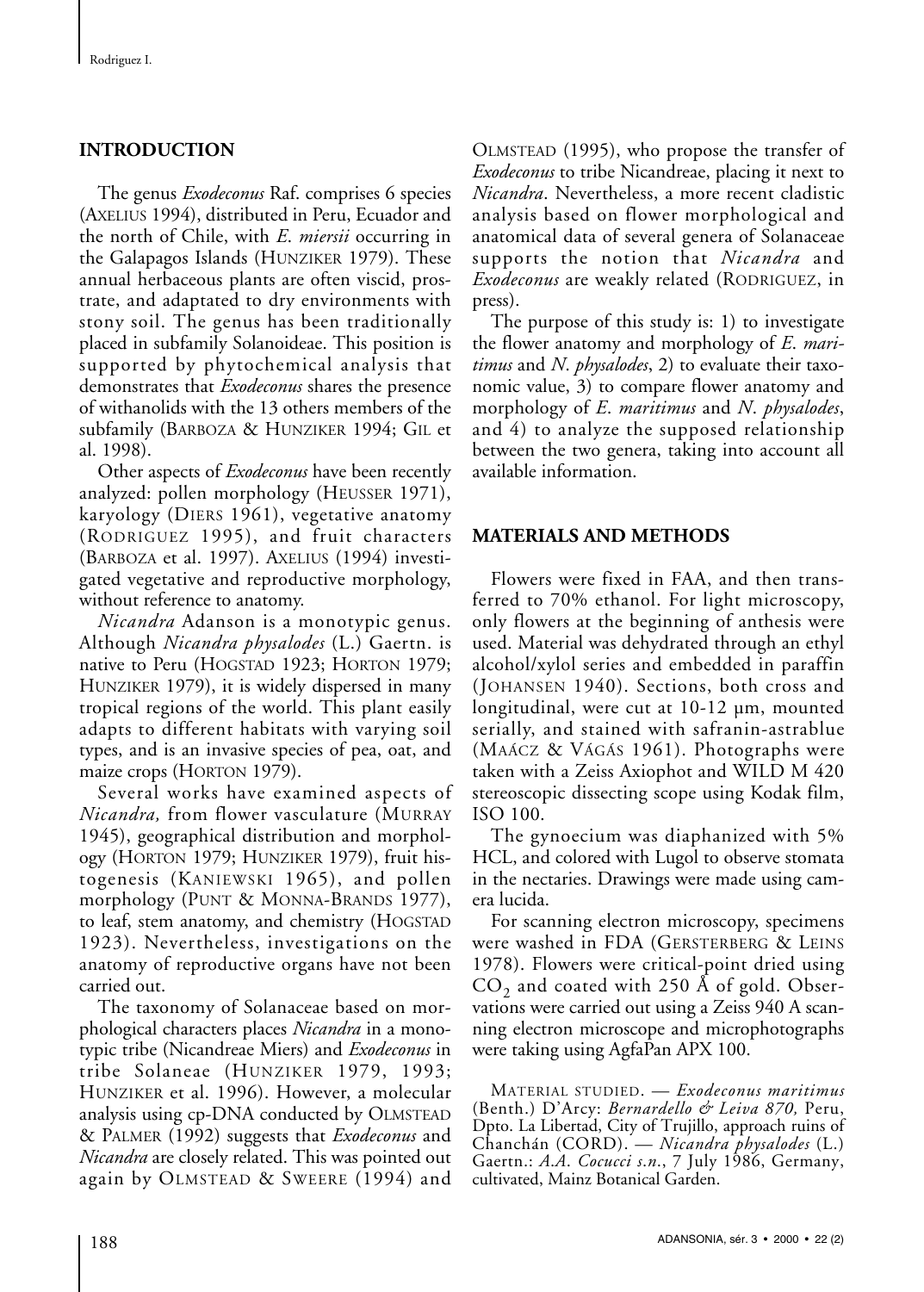## INTRODUCTION

The genus *Exodeconus* Raf. comprises 6 species (AXELIUS 1994), distributed in Peru, Ecuador and the north of Chile, with *E. miersii* occurring in the Galapagos Islands (HUNZIKER 1979). These annual herbaceous plants are often viscid, prostrate, and adaptated to dry environments with stony soil. The genus has been traditionally placed in subfamily Solanoideae. This position is supported by phytochemical analysis that demonstrates that *Exodeconus* shares the presence of withanolids with the 13 others members of the subfamily (BARBOZA & HUNZIKER 1994; GIL et al. 1998).

Other aspects of *Exodeconus* have been recently analyzed: pollen morphology (HEUSSER 1971), karyology (DIERS 1961), vegetative anatomy (RODRIGUEZ 1995), and fruit characters (BARBOZA et al. 1997). AXELIUS (1994) investigated vegetative and reproductive morphology, without reference to anatomy.

*Nicandra* Adanson is a monotypic genus. Although *Nicandra physalodes* (L.) Gaertn. is native to Peru (HOGSTAD 1923; HORTON 1979; HUNZIKER 1979), it is widely dispersed in many tropical regions of the world. This plant easily adapts to different habitats with varying soil types, and is an invasive species of pea, oat, and maize crops (HORTON 1979).

Several works have examined aspects of *Nicandra,* from flower vasculature (MURRAY 1945), geographical distribution and morphology (HORTON 1979; HUNZIKER 1979), fruit histogenesis (KANIEWSKI 1965), and pollen morphology (PUNT & MONNA-BRANDS 1977), to leaf, stem anatomy, and chemistry (HOGSTAD 1923). Nevertheless, investigations on the anatomy of reproductive organs have not been carried out.

The taxonomy of Solanaceae based on morphological characters places *Nicandra* in a monotypic tribe (Nicandreae Miers) and *Exodeconus* in tribe Solaneae (HUNZIKER 1979, 1993; HUNZIKER et al. 1996). However, a molecular analysis using cp-DNA conducted by OLMSTEAD & PALMER (1992) suggests that *Exodeconus* and *Nicandra* are closely related. This was pointed out again by OLMSTEAD & SWEERE (1994) and OLMSTEAD (1995), who propose the transfer of *Exodeconus* to tribe Nicandreae, placing it next to *Nicandra*. Nevertheless, a more recent cladistic analysis based on flower morphological and anatomical data of several genera of Solanaceae supports the notion that *Nicandra* and *Exodeconus* are weakly related (RODRIGUEZ, in press).

The purpose of this study is: 1) to investigate the flower anatomy and morphology of *E. maritimus* and *N. physalodes*, 2) to evaluate their taxonomic value, 3) to compare flower anatomy and morphology of *E. maritimus* and *N. physalodes*, and 4) to analyze the supposed relationship between the two genera, taking into account all available information.

## MATERIALS AND METHODS

Flowers were fixed in FAA, and then transferred to 70% ethanol. For light microscopy, only flowers at the beginning of anthesis were used. Material was dehydrated through an ethyl alcohol/xylol series and embedded in paraffin (JOHANSEN 1940). Sections, both cross and longitudinal, were cut at 10-12 µm, mounted serially, and stained with safranin-astrablue (MAÁCZ & VÁGÁS 1961). Photographs were taken with a Zeiss Axiophot and WILD M 420 stereoscopic dissecting scope using Kodak film, ISO 100.

The gynoecium was diaphanized with 5% HCL, and colored with Lugol to observe stomata in the nectaries. Drawings were made using camera lucida.

For scanning electron microscopy, specimens were washed in FDA (GERSTERBERG & LEINS 1978). Flowers were critical-point dried using $CO_2$ and coated with 250 Å of gold. Observations were carried out using a Zeiss 940 A scanning electron microscope and microphotographs were taking using AgfaPan APX 100.

MATERIAL STUDIED. — *Exodeconus maritimus* (Benth.) D'Arcy: *Bernardello & Leiva 870,* Peru, Dpto. La Libertad, City of Trujillo, approach ruins of Chanchán (CORD). — *Nicandra physalodes* (L.) Gaertn.: *A.A. Cocucci s.n*., 7 July 1986, Germany, cultivated, Mainz Botanical Garden.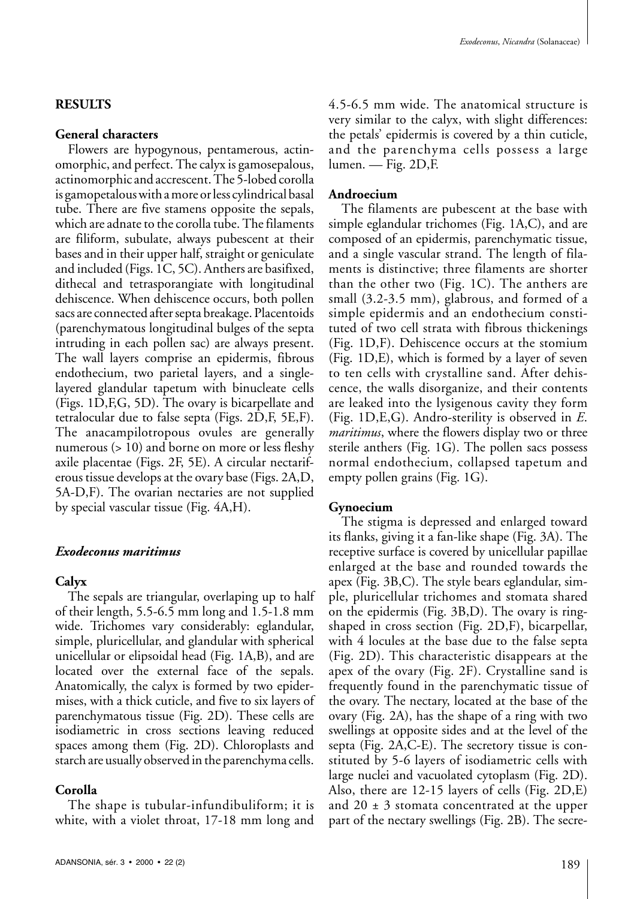## RESULTS

### General characters

Flowers are hypogynous, pentamerous, actinomorphic, and perfect. The calyx is gamosepalous, actinomorphic and accrescent. The 5-lobed corolla is gamopetalous with a more or less cylindrical basal tube. There are five stamens opposite the sepals, which are adnate to the corolla tube. The filaments are filiform, subulate, always pubescent at their bases and in their upper half, straight or geniculate and included (Figs. 1C, 5C). Anthers are basifixed, dithecal and tetrasporangiate with longitudinal dehiscence. When dehiscence occurs, both pollen sacs are connected after septa breakage. Placentoids (parenchymatous longitudinal bulges of the septa intruding in each pollen sac) are always present. The wall layers comprise an epidermis, fibrous endothecium, two parietal layers, and a single-layered glandular tapetum with binucleate cells (Figs. 1D,F,G, 5D). The ovary is bicarpellate and tetralocular due to false septa (Figs. 2D,F, 5E,F). The anacampilotropous ovules are generally numerous (> 10) and borne on more or less fleshy axile placentae (Figs. 2F, 5E). A circular nectariferous tissue develops at the ovary base (Figs. 2A,D, 5A-D,F). The ovarian nectaries are not supplied by special vascular tissue (Fig. 4A,H).

## *Exodeconus maritimus*

### Calyx

The sepals are triangular, overlaping up to half of their length, 5.5-6.5 mm long and 1.5-1.8 mm wide. Trichomes vary considerably: eglandular, simple, pluricellular, and glandular with spherical unicellular or elipsoidal head (Fig. 1A,B), and are located over the external face of the sepals. Anatomically, the calyx is formed by two epidermises, with a thick cuticle, and five to six layers of parenchymatous tissue (Fig. 2D). These cells are isodiametric in cross sections leaving reduced spaces among them (Fig. 2D). Chloroplasts and starch are usually observed in the parenchyma cells.

### Corolla

The shape is tubular-infundibuliform; it is white, with a violet throat, 17-18 mm long and 4.5-6.5 mm wide. The anatomical structure is very similar to the calyx, with slight differences: the petals' epidermis is covered by a thin cuticle, and the parenchyma cells possess a large lumen. — Fig. 2D,F.

### Androecium

The filaments are pubescent at the base with simple eglandular trichomes (Fig. 1A,C), and are composed of an epidermis, parenchymatic tissue, and a single vascular strand. The length of filaments is distinctive; three filaments are shorter than the other two (Fig. 1C). The anthers are small (3.2-3.5 mm), glabrous, and formed of a simple epidermis and an endothecium constituted of two cell strata with fibrous thickenings (Fig. 1D,F). Dehiscence occurs at the stomium (Fig. 1D,E), which is formed by a layer of seven to ten cells with crystalline sand. After dehiscence, the walls disorganize, and their contents are leaked into the lysigenous cavity they form (Fig. 1D,E,G). Andro-sterility is observed in *E. maritimus*, where the flowers display two or three sterile anthers (Fig. 1G). The pollen sacs possess normal endothecium, collapsed tapetum and empty pollen grains (Fig. 1G).

### Gynoecium

The stigma is depressed and enlarged toward its flanks, giving it a fan-like shape (Fig. 3A). The receptive surface is covered by unicellular papillae enlarged at the base and rounded towards the apex (Fig. 3B,C). The style bears eglandular, simple, pluricellular trichomes and stomata shared on the epidermis (Fig. 3B,D). The ovary is ring-shaped in cross section (Fig. 2D,F), bicarpellar, with 4 locules at the base due to the false septa (Fig. 2D). This characteristic disappears at the apex of the ovary (Fig. 2F). Crystalline sand is frequently found in the parenchymatic tissue of the ovary. The nectary, located at the base of the ovary (Fig. 2A), has the shape of a ring with two swellings at opposite sides and at the level of the septa (Fig. 2A,C-E). The secretory tissue is constituted by 5-6 layers of isodiametric cells with large nuclei and vacuolated cytoplasm (Fig. 2D). Also, there are 12-15 layers of cells (Fig. 2D,E) and 20 ± 3 stomata concentrated at the upper part of the nectary swellings (Fig. 2B). The secre-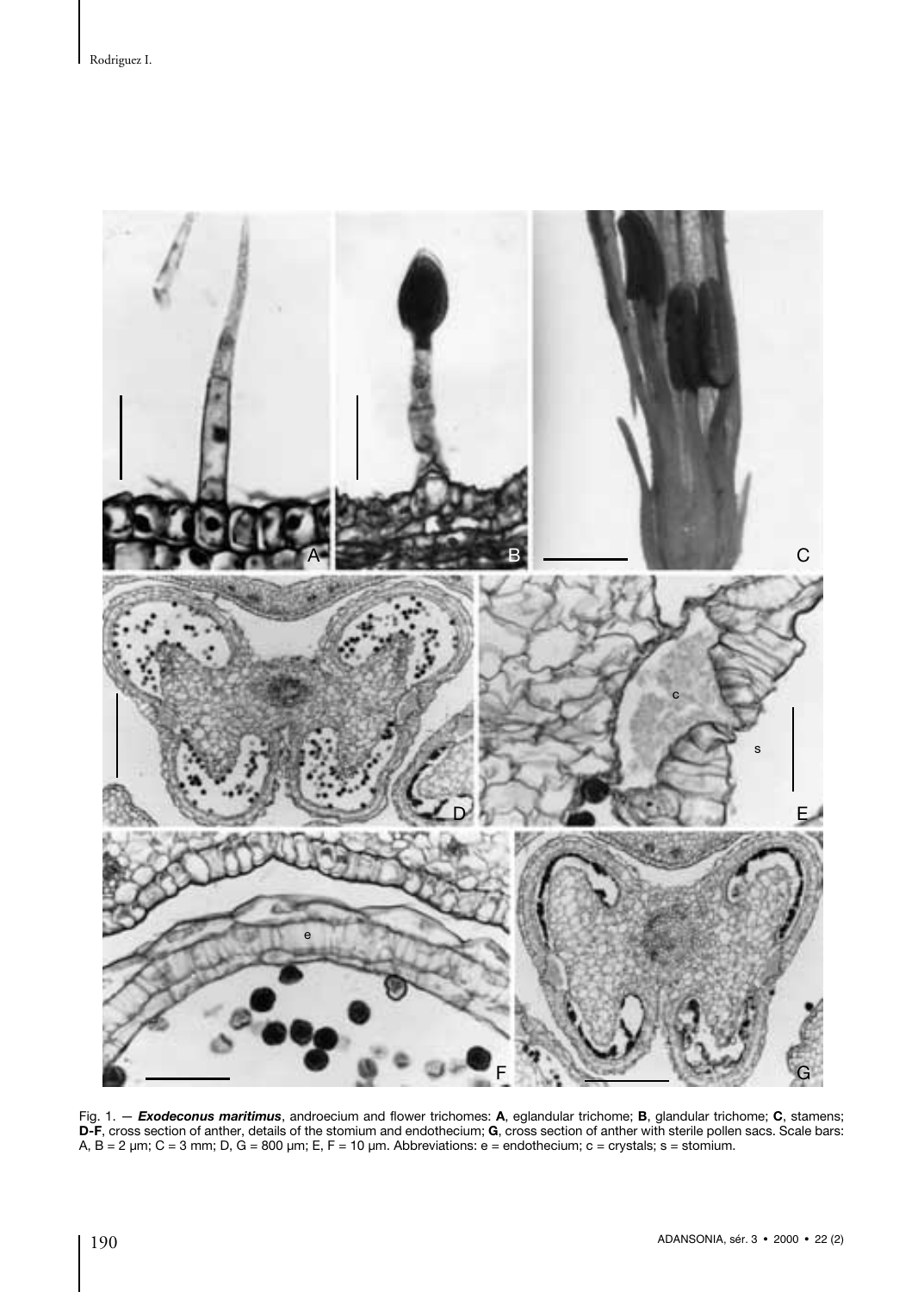Fig. 1. — ***Exodeconus maritimus***, androecium and flower trichomes: **A**, eglandular trichome; **B**, glandular trichome; **C**, stamens; **D-F**, cross section of anther, details of the stomium and endothecium; **G**, cross section of anther with sterile pollen sacs. Scale bars: A, B = 2 µm; C = 3 mm; D, G = 800 µm; E, F = 10 µm. Abbreviations: e = endothecium; c = crystals; s = stomium.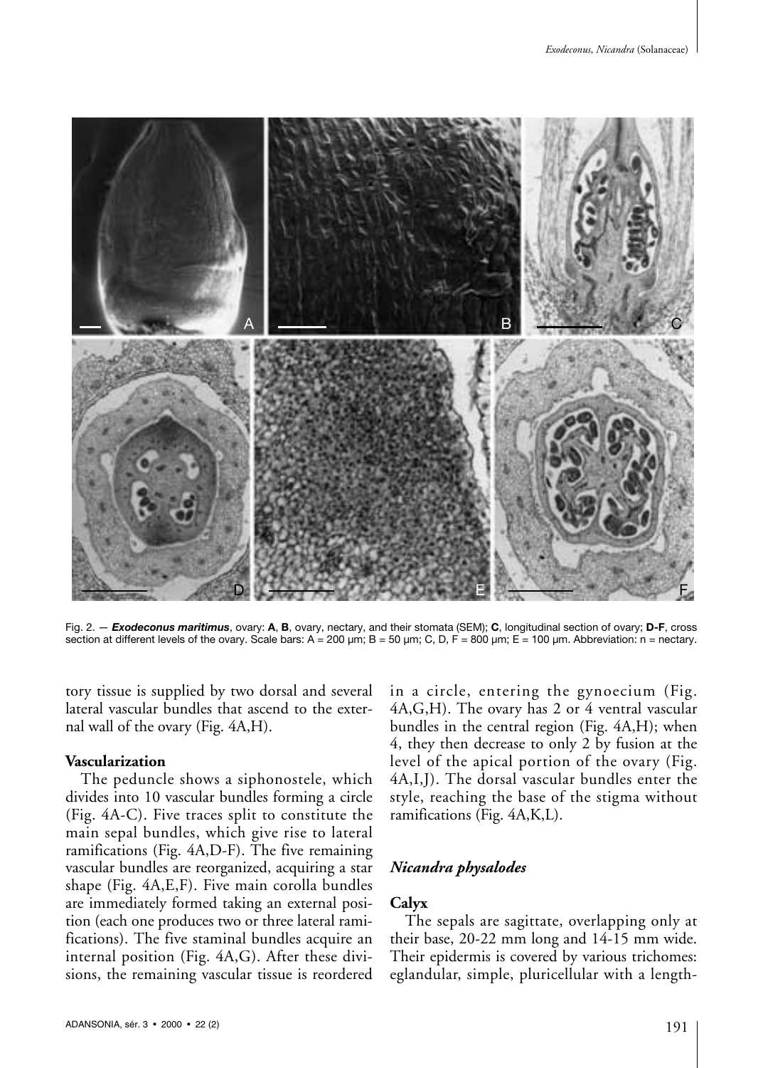Fig. 2. — ***Exodeconus maritimus***, ovary: **A**, **B**, ovary, nectary, and their stomata (SEM); **C**, longitudinal section of ovary; **D-F**, cross section at different levels of the ovary. Scale bars: A = 200 µm; B = 50 µm; C, D, F = 800 µm; E = 100 µm. Abbreviation: n = nectary.

tory tissue is supplied by two dorsal and several lateral vascular bundles that ascend to the external wall of the ovary (Fig. 4A,H).

### Vascularization

The peduncle shows a siphonostele, which divides into 10 vascular bundles forming a circle (Fig. 4A-C). Five traces split to constitute the main sepal bundles, which give rise to lateral ramifications (Fig. 4A,D-F). The five remaining vascular bundles are reorganized, acquiring a star shape (Fig. 4A,E,F). Five main corolla bundles are immediately formed taking an external position (each one produces two or three lateral ramifications). The five staminal bundles acquire an internal position (Fig. 4A,G). After these divisions, the remaining vascular tissue is reordered in a circle, entering the gynoecium (Fig. 4A,G,H). The ovary has 2 or 4 ventral vascular bundles in the central region (Fig. 4A,H); when 4, they then decrease to only 2 by fusion at the level of the apical portion of the ovary (Fig. 4A,I,J). The dorsal vascular bundles enter the style, reaching the base of the stigma without ramifications (Fig. 4A,K,L).

## *Nicandra physalodes*

### Calyx

The sepals are sagittate, overlapping only at their base, 20-22 mm long and 14-15 mm wide. Their epidermis is covered by various trichomes: eglandular, simple, pluricellular with a length-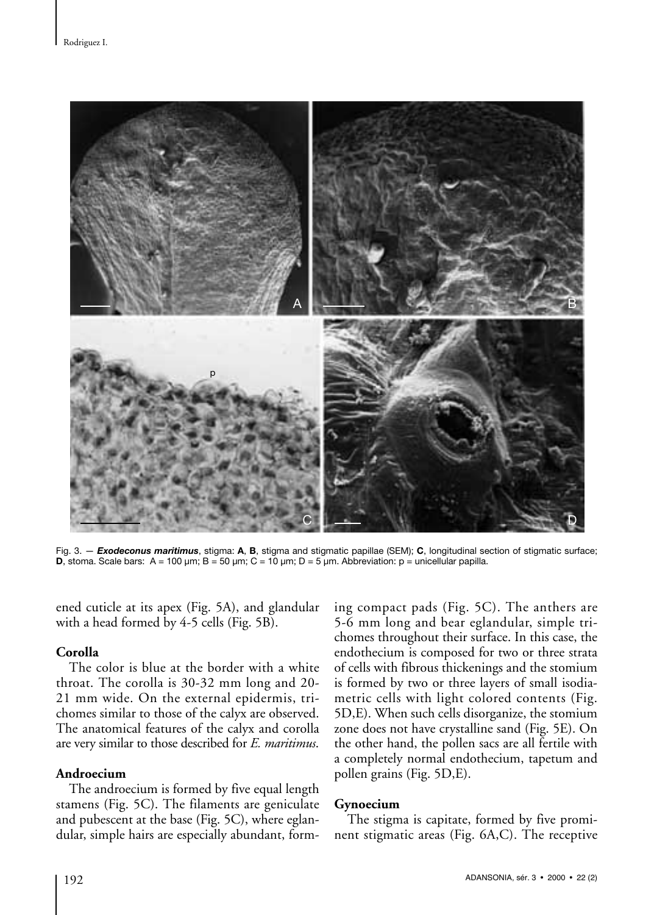Fig. 3. — ***Exodeconus maritimus***, stigma: **A**, **B**, stigma and stigmatic papillae (SEM); **C**, longitudinal section of stigmatic surface; **D**, stoma. Scale bars: A = 100 µm; B = 50 µm; C = 10 µm; D = 5 µm. Abbreviation: p = unicellular papilla.

ened cuticle at its apex (Fig. 5A), and glandular with a head formed by 4-5 cells (Fig. 5B).

**Corolla**

The color is blue at the border with a white throat. The corolla is 30-32 mm long and 20-21 mm wide. On the external epidermis, trichomes similar to those of the calyx are observed. The anatomical features of the calyx and corolla are very similar to those described for *E. maritimus*.

**Androecium**

The androecium is formed by five equal length stamens (Fig. 5C). The filaments are geniculate and pubescent at the base (Fig. 5C), where eglandular, simple hairs are especially abundant, forming compact pads (Fig. 5C). The anthers are 5-6 mm long and bear eglandular, simple trichomes throughout their surface. In this case, the endothecium is composed for two or three strata of cells with fibrous thickenings and the stomium is formed by two or three layers of small isodiametric cells with light colored contents (Fig. 5D,E). When such cells disorganize, the stomium zone does not have crystalline sand (Fig. 5E). On the other hand, the pollen sacs are all fertile with a completely normal endothecium, tapetum and pollen grains (Fig. 5D,E).

**Gynoecium**

The stigma is capitate, formed by five prominent stigmatic areas (Fig. 6A,C). The receptive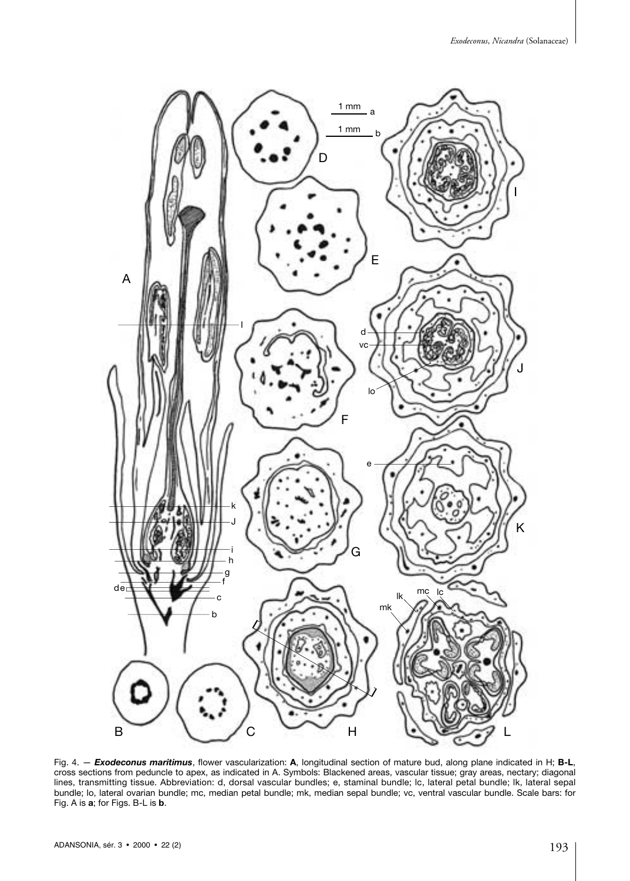Fig. 4. — ***Exodeconus maritimus***, flower vascularization: **A**, longitudinal section of mature bud, along plane indicated in H; **B-L**, cross sections from peduncle to apex, as indicated in A. Symbols: Blackened areas, vascular tissue; gray areas, nectary; diagonal lines, transmitting tissue. Abbreviation: d, dorsal vascular bundles; e, staminal bundle; lc, lateral petal bundle; lk, lateral sepal bundle; lo, lateral ovarian bundle; mc, median petal bundle; mk, median sepal bundle; vc, ventral vascular bundle. Scale bars: for Fig. A is **a**; for Figs. B-L is **b**.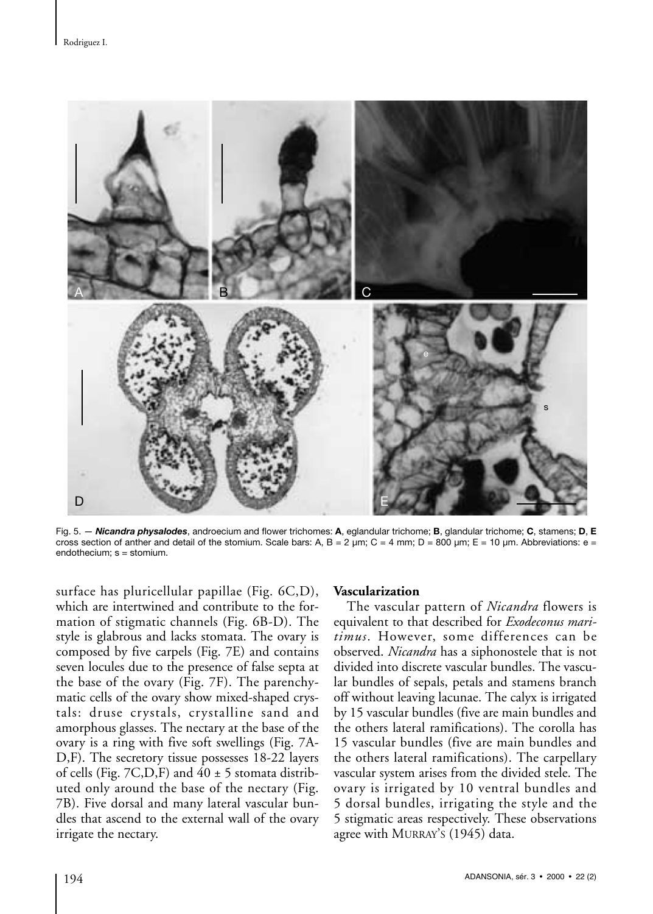Fig. 5. — ***Nicandra physalodes***, androecium and flower trichomes: **A**, eglandular trichome; **B**, glandular trichome; **C**, stamens; **D**, **E** cross section of anther and detail of the stomium. Scale bars: A, B = 2 µm; C = 4 mm; D = 800 µm; E = 10 µm. Abbreviations: e = endothecium; s = stomium.

surface has pluricellular papillae (Fig. 6C,D), which are intertwined and contribute to the formation of stigmatic channels (Fig. 6B-D). The style is glabrous and lacks stomata. The ovary is composed by five carpels (Fig. 7E) and contains seven locules due to the presence of false septa at the base of the ovary (Fig. 7F). The parenchymatic cells of the ovary show mixed-shaped crystals: druse crystals, crystalline sand and amorphous glasses. The nectary at the base of the ovary is a ring with five soft swellings (Fig. 7A-D,F). The secretory tissue possesses 18-22 layers of cells (Fig. 7C,D,F) and 40 ± 5 stomata distributed only around the base of the nectary (Fig. 7B). Five dorsal and many lateral vascular bundles that ascend to the external wall of the ovary irrigate the nectary.

**Vascularization**

The vascular pattern of *Nicandra* flowers is equivalent to that described for *Exodeconus maritimus*. However, some differences can be observed. *Nicandra* has a siphonostele that is not divided into discrete vascular bundles. The vascular bundles of sepals, petals and stamens branch off without leaving lacunae. The calyx is irrigated by 15 vascular bundles (five are main bundles and the others lateral ramifications). The corolla has 15 vascular bundles (five are main bundles and the others lateral ramifications). The carpellary vascular system arises from the divided stele. The ovary is irrigated by 10 ventral bundles and 5 dorsal bundles, irrigating the style and the 5 stigmatic areas respectively. These observations agree with MURRAY'S (1945) data.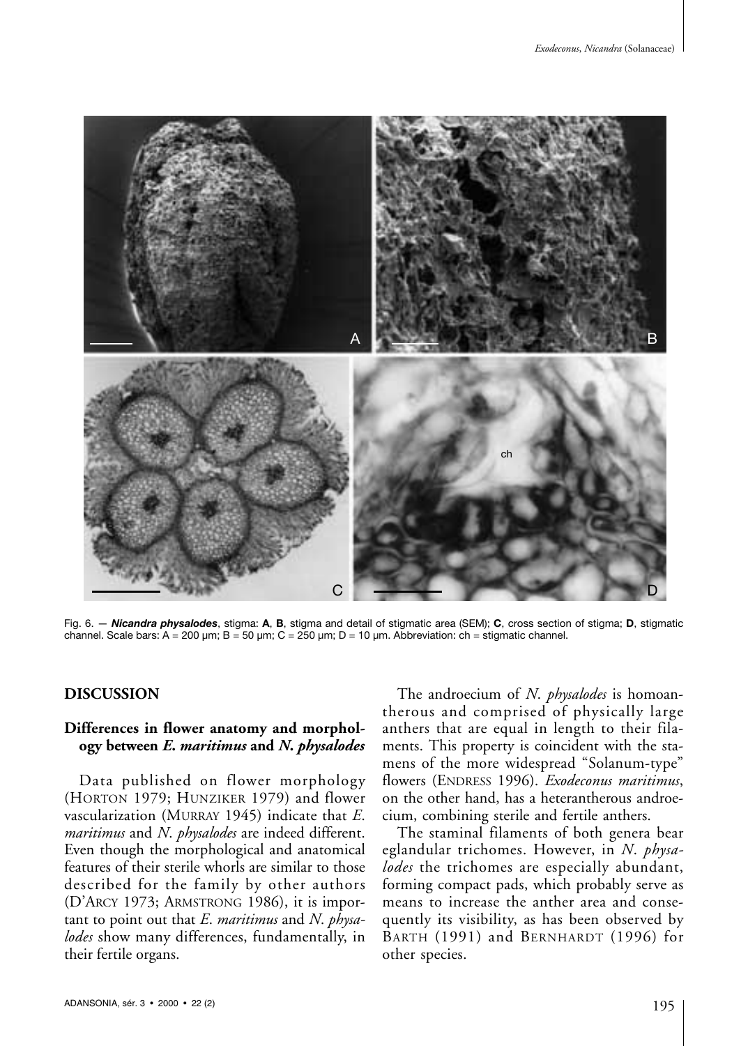Fig. 6. — ***Nicandra physalodes***, stigma: **A**, **B**, stigma and detail of stigmatic area (SEM); **C**, cross section of stigma; **D**, stigmatic channel. Scale bars: A = 200 µm; B = 50 µm; C = 250 µm; D = 10 µm. Abbreviation: ch = stigmatic channel.

## DISCUSSION

### Differences in flower anatomy and morphology between *E. maritimus* and *N. physalodes*

Data published on flower morphology (HORTON 1979; HUNZIKER 1979) and flower vascularization (MURRAY 1945) indicate that *E. maritimus* and *N. physalodes* are indeed different. Even though the morphological and anatomical features of their sterile whorls are similar to those described for the family by other authors (D'ARCY 1973; ARMSTRONG 1986), it is important to point out that *E. maritimus* and *N. physalodes* show many differences, fundamentally, in their fertile organs.

The androecium of *N. physalodes* is homoantherous and comprised of physically large anthers that are equal in length to their filaments. This property is coincident with the stamens of the more widespread "Solanum-type" flowers (ENDRESS 1996). *Exodeconus maritimus*, on the other hand, has a heterantherous androecium, combining sterile and fertile anthers.

The staminal filaments of both genera bear eglandular trichomes. However, in *N. physalodes* the trichomes are especially abundant, forming compact pads, which probably serve as means to increase the anther area and consequently its visibility, as has been observed by BARTH (1991) and BERNHARDT (1996) for other species.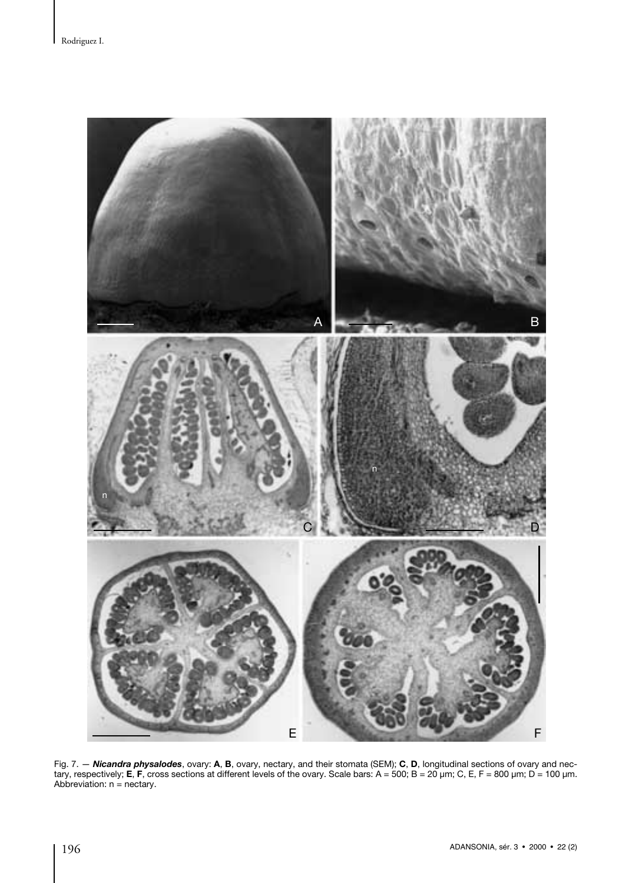Fig. 7. — ***Nicandra physalodes***, ovary: **A**, **B**, ovary, nectary, and their stomata (SEM); **C**, **D**, longitudinal sections of ovary and nectary, respectively; **E**, **F**, cross sections at different levels of the ovary. Scale bars: A = 500; B = 20 µm; C, E, F = 800 µm; D = 100 µm. Abbreviation: n = nectary.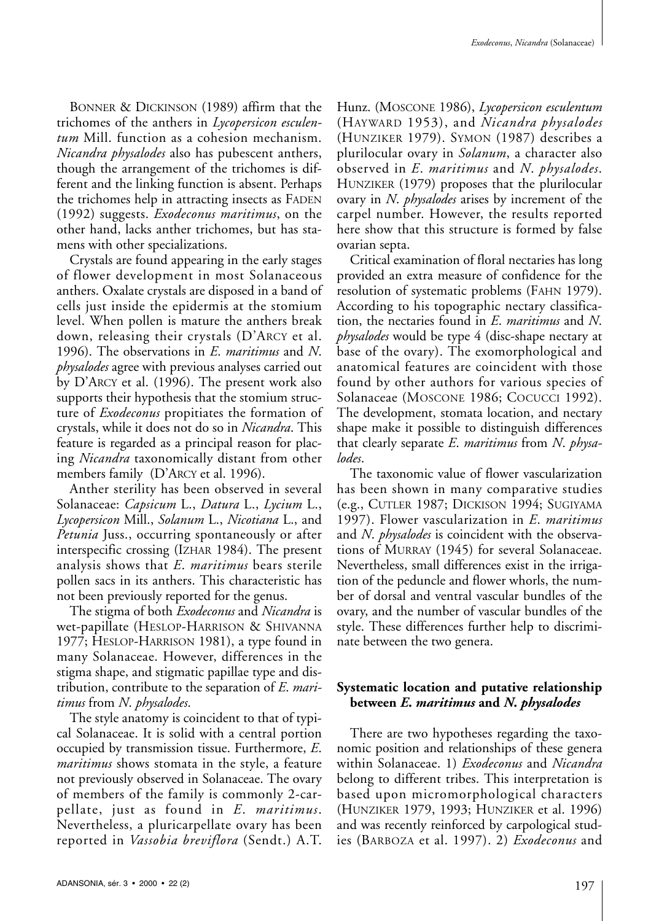BONNER & DICKINSON (1989) affirm that the trichomes of the anthers in *Lycopersicon esculentum* Mill. function as a cohesion mechanism. *Nicandra physalodes* also has pubescent anthers, though the arrangement of the trichomes is different and the linking function is absent. Perhaps the trichomes help in attracting insects as FADEN (1992) suggests. *Exodeconus maritimus*, on the other hand, lacks anther trichomes, but has stamens with other specializations.

Crystals are found appearing in the early stages of flower development in most Solanaceous anthers. Oxalate crystals are disposed in a band of cells just inside the epidermis at the stomium level. When pollen is mature the anthers break down, releasing their crystals (D'ARCY et al. 1996). The observations in *E. maritimus* and *N. physalodes* agree with previous analyses carried out by D'ARCY et al. (1996). The present work also supports their hypothesis that the stomium structure of *Exodeconus* propitiates the formation of crystals, while it does not do so in *Nicandra*. This feature is regarded as a principal reason for placing *Nicandra* taxonomically distant from other members family (D'ARCY et al. 1996).

Anther sterility has been observed in several Solanaceae: *Capsicum* L., *Datura* L., *Lycium* L., *Lycopersicon* Mill., *Solanum* L., *Nicotiana* L., and *Petunia* Juss., occurring spontaneously or after interspecific crossing (IZHAR 1984). The present analysis shows that *E. maritimus* bears sterile pollen sacs in its anthers. This characteristic has not been previously reported for the genus.

The stigma of both *Exodeconus* and *Nicandra* is wet-papillate (HESLOP-HARRISON & SHIVANNA 1977; HESLOP-HARRISON 1981), a type found in many Solanaceae. However, differences in the stigma shape, and stigmatic papillae type and distribution, contribute to the separation of *E. maritimus* from *N. physalodes*.

The style anatomy is coincident to that of typical Solanaceae. It is solid with a central portion occupied by transmission tissue. Furthermore, *E. maritimus* shows stomata in the style, a feature not previously observed in Solanaceae. The ovary of members of the family is commonly 2-carpellate, just as found in *E. maritimus*. Nevertheless, a pluricarpellate ovary has been reported in *Vassobia breviflora* (Sendt.) A.T. Hunz. (MOSCONE 1986), *Lycopersicon esculentum* (HAYWARD 1953), and *Nicandra physalodes* (HUNZIKER 1979). SYMON (1987) describes a plurilocular ovary in *Solanum*, a character also observed in *E. maritimus* and *N. physalodes*. HUNZIKER (1979) proposes that the plurilocular ovary in *N. physalodes* arises by increment of the carpel number. However, the results reported here show that this structure is formed by false ovarian septa.

Critical examination of floral nectaries has long provided an extra measure of confidence for the resolution of systematic problems (FAHN 1979). According to his topographic nectary classification, the nectaries found in *E. maritimus* and *N. physalodes* would be type 4 (disc-shape nectary at base of the ovary). The exomorphological and anatomical features are coincident with those found by other authors for various species of Solanaceae (MOSCONE 1986; COCUCCI 1992). The development, stomata location, and nectary shape make it possible to distinguish differences that clearly separate *E. maritimus* from *N. physalodes*.

The taxonomic value of flower vascularization has been shown in many comparative studies (e.g., CUTLER 1987; DICKISON 1994; SUGIYAMA 1997). Flower vascularization in *E. maritimus* and *N. physalodes* is coincident with the observations of MURRAY (1945) for several Solanaceae. Nevertheless, small differences exist in the irrigation of the peduncle and flower whorls, the number of dorsal and ventral vascular bundles of the ovary, and the number of vascular bundles of the style. These differences further help to discriminate between the two genera.

## Systematic location and putative relationship between *E. maritimus* and *N. physalodes*

There are two hypotheses regarding the taxonomic position and relationships of these genera within Solanaceae. 1) *Exodeconus* and *Nicandra* belong to different tribes. This interpretation is based upon micromorphological characters (HUNZIKER 1979, 1993; HUNZIKER et al. 1996) and was recently reinforced by carpological studies (BARBOZA et al. 1997). 2) *Exodeconus* and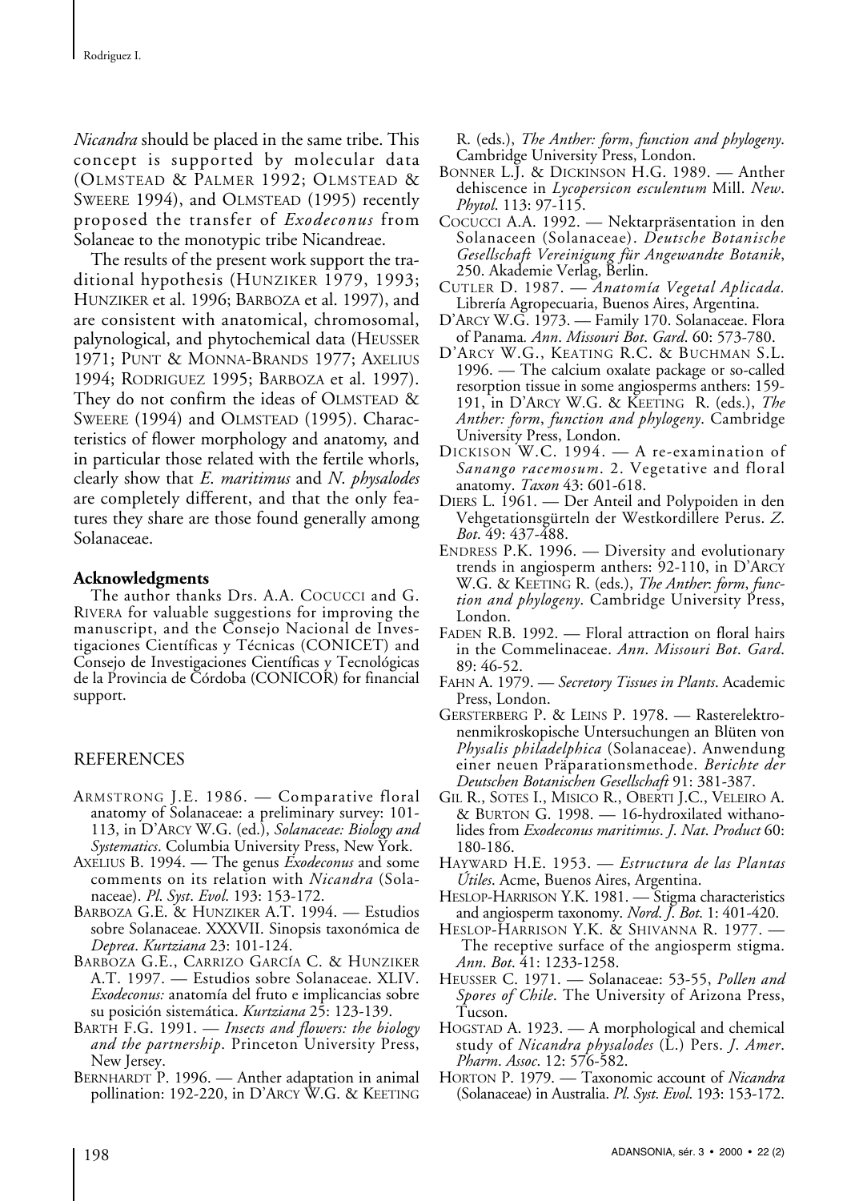*Nicandra* should be placed in the same tribe. This concept is supported by molecular data (OLMSTEAD & PALMER 1992; OLMSTEAD & SWEERE 1994), and OLMSTEAD (1995) recently proposed the transfer of *Exodeconus* from Solaneae to the monotypic tribe Nicandreae.

The results of the present work support the traditional hypothesis (HUNZIKER 1979, 1993; HUNZIKER et al. 1996; BARBOZA et al. 1997), and are consistent with anatomical, chromosomal, palynological, and phytochemical data (HEUSSER 1971; PUNT & MONNA-BRANDS 1977; AXELIUS 1994; RODRIGUEZ 1995; BARBOZA et al. 1997). They do not confirm the ideas of OLMSTEAD & SWEERE (1994) and OLMSTEAD (1995). Characteristics of flower morphology and anatomy, and in particular those related with the fertile whorls, clearly show that *E. maritimus* and *N. physalodes* are completely different, and that the only features they share are those found generally among Solanaceae.

**Acknowledgments**

The author thanks Drs. A.A. COCUCCI and G. RIVERA for valuable suggestions for improving the manuscript, and the Consejo Nacional de Investigaciones Científicas y Técnicas (CONICET) and Consejo de Investigaciones Científicas y Tecnológicas de la Provincia de Córdoba (CONICOR) for financial support.

## REFERENCES

ARMSTRONG J.E. 1986. — Comparative floral anatomy of Solanaceae: a preliminary survey: 101-113, in D'ARCY W.G. (ed.), *Solanaceae: Biology and Systematics*. Columbia University Press, New York.

AXELIUS B. 1994. — The genus *Exodeconus* and some comments on its relation with *Nicandra* (Solanaceae). *Pl. Syst. Evol.* 193: 153-172.

BARBOZA G.E. & HUNZIKER A.T. 1994. — Estudios sobre Solanaceae. XXXVII. Sinopsis taxonómica de *Deprea*. *Kurtziana* 23: 101-124.

BARBOZA G.E., CARRIZO GARCÍA C. & HUNZIKER A.T. 1997. — Estudios sobre Solanaceae. XLIV. *Exodeconus:* anatomía del fruto e implicancias sobre su posición sistemática. *Kurtziana* 25: 123-139.

BARTH F.G. 1991. — *Insects and flowers: the biology and the partnership*. Princeton University Press, New Jersey.

BERNHARDT P. 1996. — Anther adaptation in animal pollination: 192-220, in D'ARCY W.G. & KEETING R. (eds.), *The Anther: form, function and phylogeny*. Cambridge University Press, London.

BONNER L.J. & DICKINSON H.G. 1989. — Anther dehiscence in *Lycopersicon esculentum* Mill. *New. Phytol.* 113: 97-115.

COCUCCI A.A. 1992. — Nektarpräsentation in den Solanaceen (Solanaceae). *Deutsche Botanische Gesellschaft Vereinigung für Angewandte Botanik*, 250. Akademie Verlag, Berlin.

CUTLER D. 1987. — *Anatomía Vegetal Aplicada.* Librería Agropecuaria, Buenos Aires, Argentina.

D'ARCY W.G. 1973. — Family 170. Solanaceae. Flora of Panama. *Ann. Missouri Bot. Gard.* 60: 573-780.

D'ARCY W.G., KEATING R.C. & BUCHMAN S.L. 1996. — The calcium oxalate package or so-called resorption tissue in some angiosperms anthers: 159-191, in D'ARCY W.G. & KEETING R. (eds.), *The Anther: form, function and phylogeny*. Cambridge University Press, London.

DICKISON W.C. 1994. — A re-examination of *Sanango racemosum*. 2. Vegetative and floral anatomy. *Taxon* 43: 601-618.

DIERS L. 1961. — Der Anteil and Polypoiden in den Vehgetationsgürteln der Westkordillere Perus. *Z. Bot.* 49: 437-488.

ENDRESS P.K. 1996. — Diversity and evolutionary trends in angiosperm anthers: 92-110, in D'ARCY W.G. & KEETING R. (eds.), *The Anther: form, function and phylogeny*. Cambridge University Press, London.

FADEN R.B. 1992. — Floral attraction on floral hairs in the Commelinaceae. *Ann. Missouri Bot. Gard.* 89: 46-52.

FAHN A. 1979. — *Secretory Tissues in Plants*. Academic Press, London.

GERSTERBERG P. & LEINS P. 1978. — Rasterelektronenmikroskopische Untersuchungen an Blüten von *Physalis philadelphica* (Solanaceae). Anwendung einer neuen Präparationsmethode. *Berichte der Deutschen Botanischen Gesellschaft* 91: 381-387.

GIL R., SOTES I., MISICO R., OBERTI J.C., VELEIRO A. & BURTON G. 1998. — 16-hydroxilated withanolides from *Exodeconus maritimus*. *J. Nat. Product* 60: 180-186.

HAYWARD H.E. 1953. — *Estructura de las Plantas Útiles*. Acme, Buenos Aires, Argentina.

HESLOP-HARRISON Y.K. 1981. — Stigma characteristics and angiosperm taxonomy. *Nord. J. Bot.* 1: 401-420.

HESLOP-HARRISON Y.K. & SHIVANNA R. 1977. — The receptive surface of the angiosperm stigma. *Ann. Bot.* 41: 1233-1258.

HEUSSER C. 1971. — Solanaceae: 53-55, *Pollen and Spores of Chile*. The University of Arizona Press, Tucson.

HOGSTAD A. 1923. — A morphological and chemical study of *Nicandra physalodes* (L.) Pers. *J. Amer. Pharm. Assoc.* 12: 576-582.

HORTON P. 1979. — Taxonomic account of *Nicandra* (Solanaceae) in Australia. *Pl. Syst. Evol.* 193: 153-172.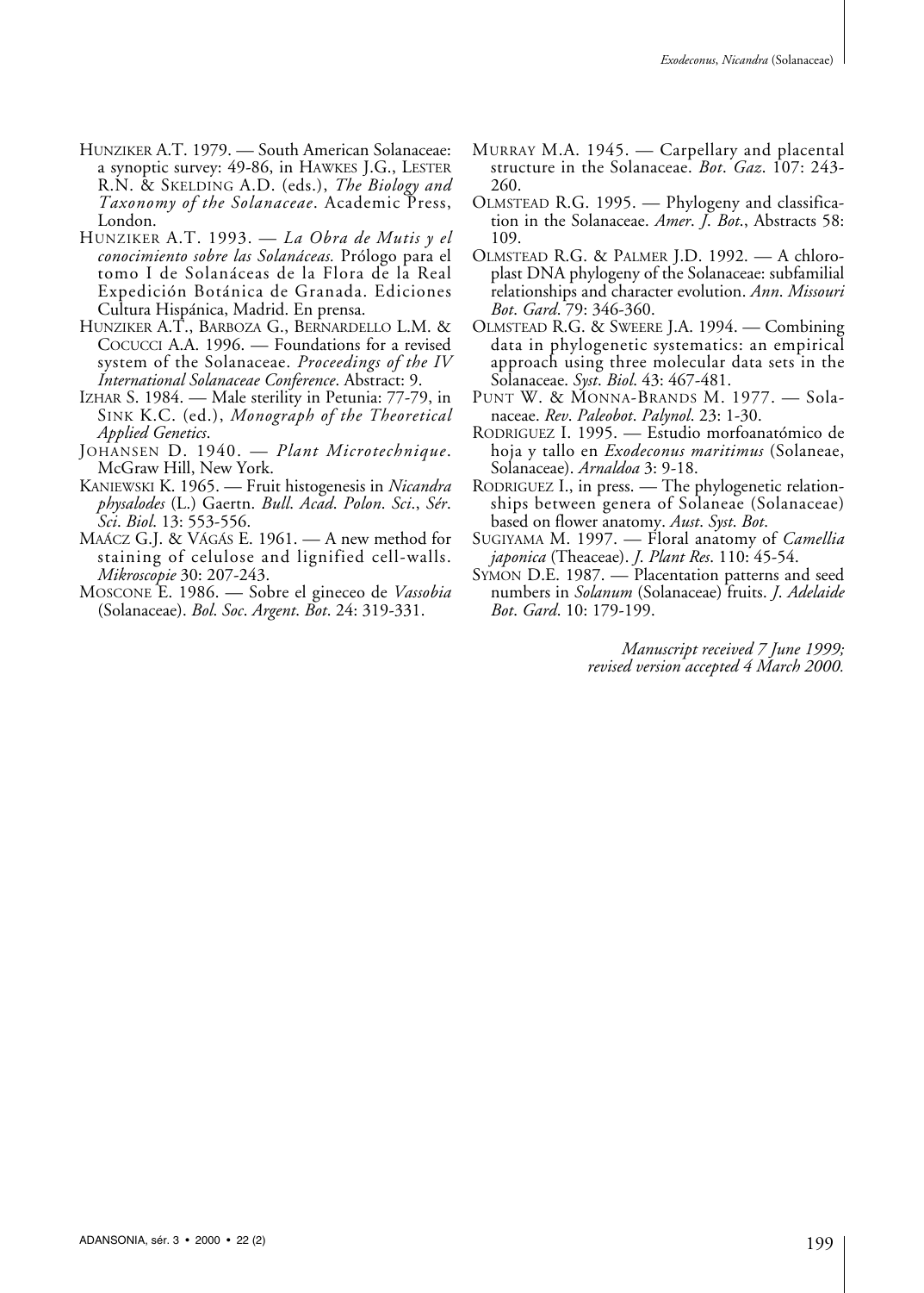HUNZIKER A.T. 1979. — South American Solanaceae: a synoptic survey: 49-86, in HAWKES J.G., LESTER R.N. & SKELDING A.D. (eds.), *The Biology and Taxonomy of the Solanaceae*. Academic Press, London.

HUNZIKER A.T. 1993. — *La Obra de Mutis y el conocimiento sobre las Solanáceas.* Prólogo para el tomo I de Solanáceas de la Flora de la Real Expedición Botánica de Granada. Ediciones Cultura Hispánica, Madrid. En prensa.

HUNZIKER A.T., BARBOZA G., BERNARDELLO L.M. & COCUCCI A.A. 1996. — Foundations for a revised system of the Solanaceae. *Proceedings of the IV International Solanaceae Conference*. Abstract: 9.

IZHAR S. 1984. — Male sterility in Petunia: 77-79, in SINK K.C. (ed.), *Monograph of the Theoretical Applied Genetics*.

JOHANSEN D. 1940. — *Plant Microtechnique*. McGraw Hill, New York.

KANIEWSKI K. 1965. — Fruit histogenesis in *Nicandra physalodes* (L.) Gaertn. *Bull. Acad. Polon. Sci., Sér. Sci. Biol.* 13: 553-556.

MAÁCZ G.J. & VÁGÁS E. 1961. — A new method for staining of celulose and lignified cell-walls. *Mikroscopie* 30: 207-243.

MOSCONE E. 1986. — Sobre el gineceo de *Vassobia* (Solanaceae). *Bol. Soc. Argent. Bot.* 24: 319-331.

MURRAY M.A. 1945. — Carpellary and placental structure in the Solanaceae. *Bot. Gaz.* 107: 243-260.

OLMSTEAD R.G. 1995. — Phylogeny and classification in the Solanaceae. *Amer. J. Bot.*, Abstracts 58: 109.

OLMSTEAD R.G. & PALMER J.D. 1992. — A chloroplast DNA phylogeny of the Solanaceae: subfamilial relationships and character evolution. *Ann. Missouri Bot. Gard.* 79: 346-360.

OLMSTEAD R.G. & SWEERE J.A. 1994. — Combining data in phylogenetic systematics: an empirical approach using three molecular data sets in the Solanaceae. *Syst. Biol.* 43: 467-481.

PUNT W. & MONNA-BRANDS M. 1977. — Solanaceae. *Rev. Paleobot. Palynol.* 23: 1-30.

RODRIGUEZ I. 1995. — Estudio morfoanatómico de hoja y tallo en *Exodeconus maritimus* (Solaneae, Solanaceae). *Arnaldoa* 3: 9-18.

RODRIGUEZ I., in press. — The phylogenetic relationships between genera of Solaneae (Solanaceae) based on flower anatomy. *Aust. Syst. Bot.*

SUGIYAMA M. 1997. — Floral anatomy of *Camellia japonica* (Theaceae). *J. Plant Res.* 110: 45-54.

SYMON D.E. 1987. — Placentation patterns and seed numbers in *Solanum* (Solanaceae) fruits. *J. Adelaide Bot. Gard.* 10: 179-199.

*Manuscript received 7 June 1999;*
*revised version accepted 4 March 2000.*